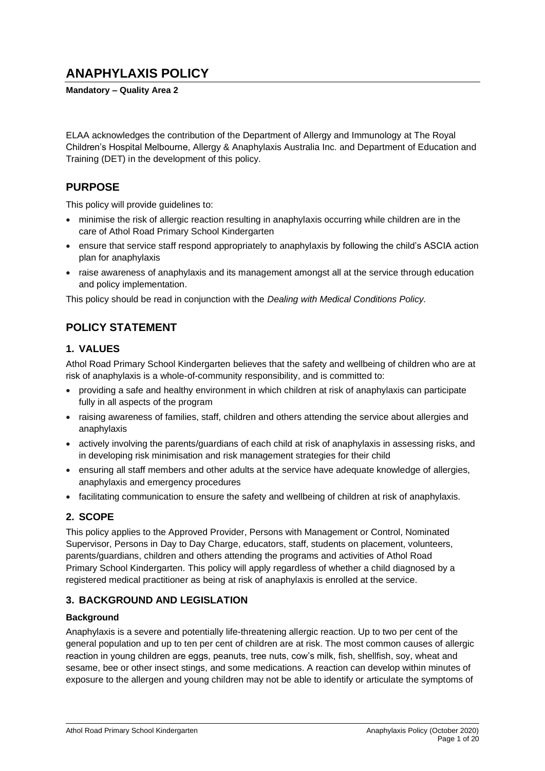# ANAPHYLAXIS POLICY

**Mandatory – Quality Area 2**

ELAA acknowledges the contribution of the Department of Allergy and Immunology at The Royal Children's Hospital Melbourne, Allergy & Anaphylaxis Australia Inc. and Department of Education and Training (DET) in the development of this policy.

## PURPOSE

This policy will provide guidelines to:

- minimise the risk of allergic reaction resulting in anaphylaxis occurring while children are in the care of Athol Road Primary School Kindergarten
- ensure that service staff respond appropriately to anaphylaxis by following the child's ASCIA action plan for anaphylaxis
- raise awareness of anaphylaxis and its management amongst all at the service through education and policy implementation.

This policy should be read in conjunction with the *Dealing with Medical Conditions Policy.*

## POLICY STATEMENT

### 1. VALUES

Athol Road Primary School Kindergarten believes that the safety and wellbeing of children who are at risk of anaphylaxis is a whole-of-community responsibility, and is committed to:

- providing a safe and healthy environment in which children at risk of anaphylaxis can participate fully in all aspects of the program
- raising awareness of families, staff, children and others attending the service about allergies and anaphylaxis
- actively involving the parents/guardians of each child at risk of anaphylaxis in assessing risks, and in developing risk minimisation and risk management strategies for their child
- ensuring all staff members and other adults at the service have adequate knowledge of allergies, anaphylaxis and emergency procedures
- facilitating communication to ensure the safety and wellbeing of children at risk of anaphylaxis.

### 2. SCOPE

This policy applies to the Approved Provider, Persons with Management or Control, Nominated Supervisor, Persons in Day to Day Charge, educators, staff, students on placement, volunteers, parents/guardians, children and others attending the programs and activities of Athol Road Primary School Kindergarten. This policy will apply regardless of whether a child diagnosed by a registered medical practitioner as being at risk of anaphylaxis is enrolled at the service.

### 3. BACKGROUND AND LEGISLATION

#### Background

Anaphylaxis is a severe and potentially life-threatening allergic reaction. Up to two per cent of the general population and up to ten per cent of children are at risk. The most common causes of allergic reaction in young children are eggs, peanuts, tree nuts, cow's milk, fish, shellfish, soy, wheat and sesame, bee or other insect stings, and some medications. A reaction can develop within minutes of exposure to the allergen and young children may not be able to identify or articulate the symptoms of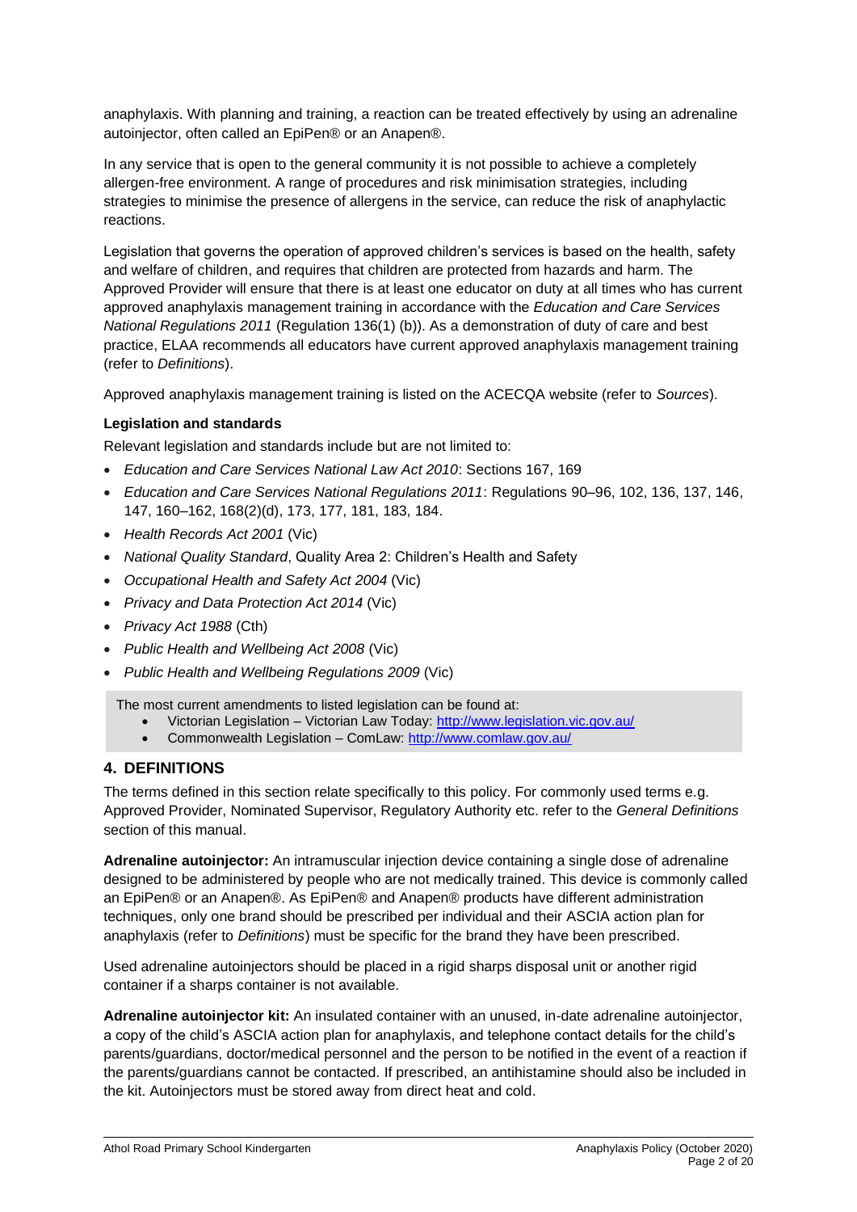anaphylaxis. With planning and training, a reaction can be treated effectively by using an adrenaline autoinjector, often called an EpiPen® or an Anapen®.

In any service that is open to the general community it is not possible to achieve a completely allergen-free environment. A range of procedures and risk minimisation strategies, including strategies to minimise the presence of allergens in the service, can reduce the risk of anaphylactic reactions.

Legislation that governs the operation of approved children's services is based on the health, safety and welfare of children, and requires that children are protected from hazards and harm. The Approved Provider will ensure that there is at least one educator on duty at all times who has current approved anaphylaxis management training in accordance with the *Education and Care Services National Regulations 2011* (Regulation 136(1) (b)). As a demonstration of duty of care and best practice, ELAA recommends all educators have current approved anaphylaxis management training (refer to *Definitions*).

Approved anaphylaxis management training is listed on the ACECQA website (refer to *Sources*).

**Legislation and standards**

Relevant legislation and standards include but are not limited to:

- *Education and Care Services National Law Act 2010*: Sections 167, 169
- *Education and Care Services National Regulations 2011*: Regulations 90–96, 102, 136, 137, 146, 147, 160–162, 168(2)(d), 173, 177, 181, 183, 184.
- *Health Records Act 2001* (Vic)
- *National Quality Standard*, Quality Area 2: Children's Health and Safety
- *Occupational Health and Safety Act 2004* (Vic)
- *Privacy and Data Protection Act 2014* (Vic)
- *Privacy Act 1988* (Cth)
- *Public Health and Wellbeing Act 2008* (Vic)
- *Public Health and Wellbeing Regulations 2009* (Vic)

The most current amendments to listed legislation can be found at:

- Victorian Legislation – Victorian Law Today: http://www.legislation.vic.gov.au/
- Commonwealth Legislation – ComLaw: http://www.comlaw.gov.au/

## 4. DEFINITIONS

The terms defined in this section relate specifically to this policy. For commonly used terms e.g. Approved Provider, Nominated Supervisor, Regulatory Authority etc. refer to the *General Definitions* section of this manual.

**Adrenaline autoinjector:** An intramuscular injection device containing a single dose of adrenaline designed to be administered by people who are not medically trained. This device is commonly called an EpiPen® or an Anapen®. As EpiPen® and Anapen® products have different administration techniques, only one brand should be prescribed per individual and their ASCIA action plan for anaphylaxis (refer to *Definitions*) must be specific for the brand they have been prescribed.

Used adrenaline autoinjectors should be placed in a rigid sharps disposal unit or another rigid container if a sharps container is not available.

**Adrenaline autoinjector kit:** An insulated container with an unused, in-date adrenaline autoinjector, a copy of the child's ASCIA action plan for anaphylaxis, and telephone contact details for the child's parents/guardians, doctor/medical personnel and the person to be notified in the event of a reaction if the parents/guardians cannot be contacted. If prescribed, an antihistamine should also be included in the kit. Autoinjectors must be stored away from direct heat and cold.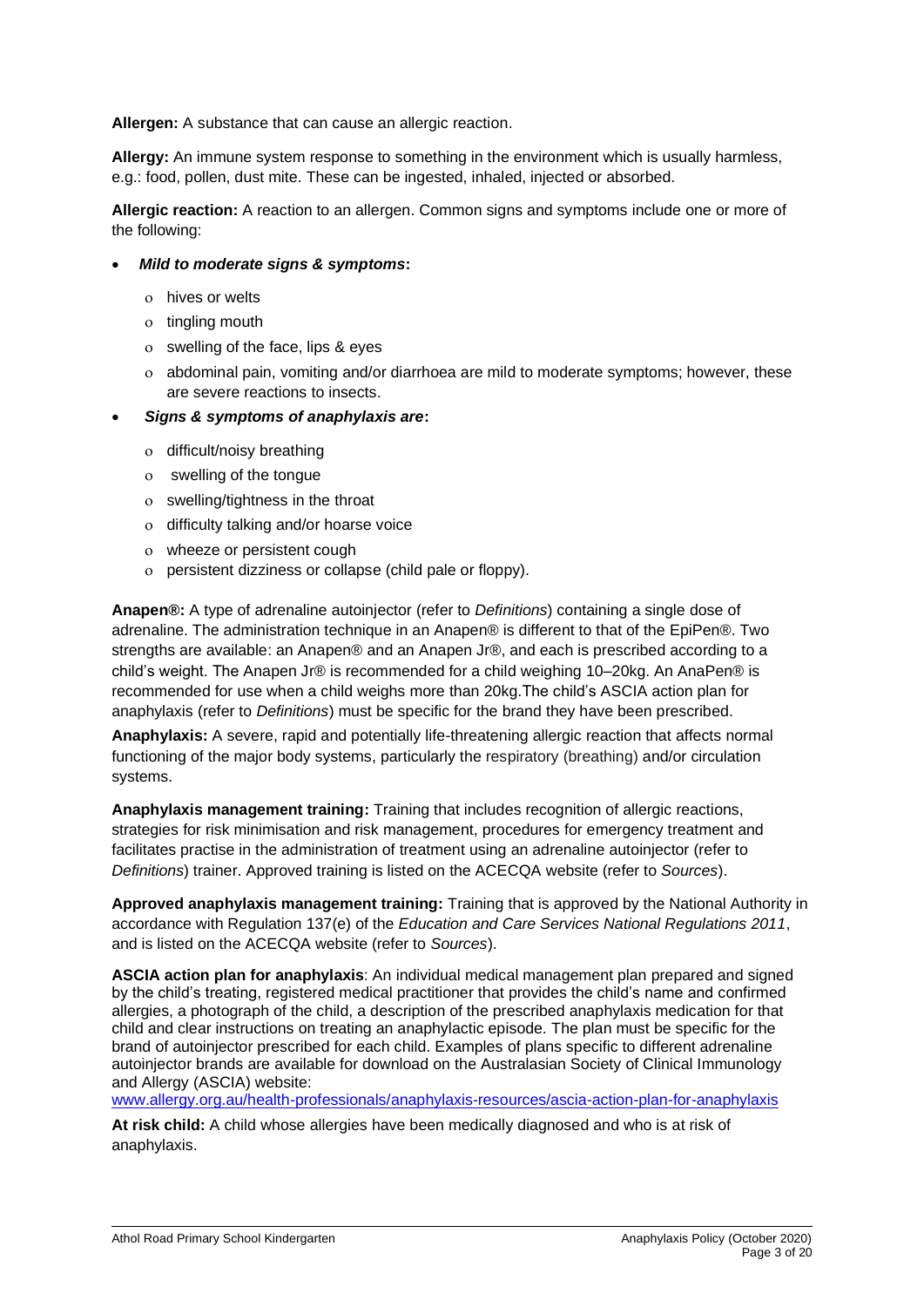**Allergen:** A substance that can cause an allergic reaction.

**Allergy:** An immune system response to something in the environment which is usually harmless, e.g.: food, pollen, dust mite. These can be ingested, inhaled, injected or absorbed.

**Allergic reaction:** A reaction to an allergen. Common signs and symptoms include one or more of the following:

- ***Mild to moderate signs & symptoms*:**
  - hives or welts
  - tingling mouth
  - swelling of the face, lips & eyes
  - abdominal pain, vomiting and/or diarrhoea are mild to moderate symptoms; however, these are severe reactions to insects.
- ***Signs & symptoms of anaphylaxis are*:**
  - difficult/noisy breathing
  - swelling of the tongue
  - swelling/tightness in the throat
  - difficulty talking and/or hoarse voice
  - wheeze or persistent cough
  - persistent dizziness or collapse (child pale or floppy).

**Anapen®:** A type of adrenaline autoinjector (refer to *Definitions*) containing a single dose of adrenaline. The administration technique in an Anapen® is different to that of the EpiPen®. Two strengths are available: an Anapen® and an Anapen Jr®, and each is prescribed according to a child's weight. The Anapen Jr® is recommended for a child weighing 10–20kg. An AnaPen® is recommended for use when a child weighs more than 20kg.The child's ASCIA action plan for anaphylaxis (refer to *Definitions*) must be specific for the brand they have been prescribed.

**Anaphylaxis:** A severe, rapid and potentially life-threatening allergic reaction that affects normal functioning of the major body systems, particularly the respiratory (breathing) and/or circulation systems.

**Anaphylaxis management training:** Training that includes recognition of allergic reactions, strategies for risk minimisation and risk management, procedures for emergency treatment and facilitates practise in the administration of treatment using an adrenaline autoinjector (refer to *Definitions*) trainer. Approved training is listed on the ACECQA website (refer to *Sources*).

**Approved anaphylaxis management training:** Training that is approved by the National Authority in accordance with Regulation 137(e) of the *Education and Care Services National Regulations 2011*, and is listed on the ACECQA website (refer to *Sources*).

**ASCIA action plan for anaphylaxis**: An individual medical management plan prepared and signed by the child's treating, registered medical practitioner that provides the child's name and confirmed allergies, a photograph of the child, a description of the prescribed anaphylaxis medication for that child and clear instructions on treating an anaphylactic episode. The plan must be specific for the brand of autoinjector prescribed for each child. Examples of plans specific to different adrenaline autoinjector brands are available for download on the Australasian Society of Clinical Immunology and Allergy (ASCIA) website:
[www.allergy.org.au/health-professionals/anaphylaxis-resources/ascia-action-plan-for-anaphylaxis](www.allergy.org.au/health-professionals/anaphylaxis-resources/ascia-action-plan-for-anaphylaxis)

**At risk child:** A child whose allergies have been medically diagnosed and who is at risk of anaphylaxis.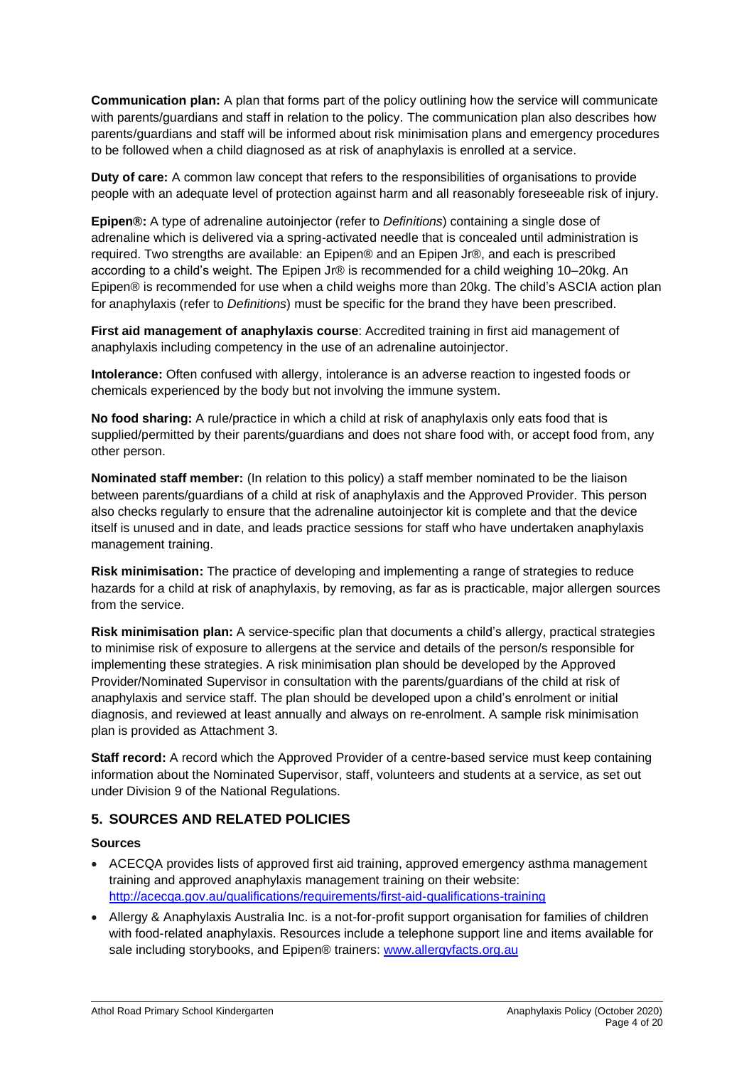**Communication plan:** A plan that forms part of the policy outlining how the service will communicate with parents/guardians and staff in relation to the policy. The communication plan also describes how parents/guardians and staff will be informed about risk minimisation plans and emergency procedures to be followed when a child diagnosed as at risk of anaphylaxis is enrolled at a service.

**Duty of care:** A common law concept that refers to the responsibilities of organisations to provide people with an adequate level of protection against harm and all reasonably foreseeable risk of injury.

**Epipen®:** A type of adrenaline autoinjector (refer to *Definitions*) containing a single dose of adrenaline which is delivered via a spring-activated needle that is concealed until administration is required. Two strengths are available: an Epipen® and an Epipen Jr®, and each is prescribed according to a child's weight. The Epipen Jr® is recommended for a child weighing 10–20kg. An Epipen® is recommended for use when a child weighs more than 20kg. The child's ASCIA action plan for anaphylaxis (refer to *Definitions*) must be specific for the brand they have been prescribed.

**First aid management of anaphylaxis course**: Accredited training in first aid management of anaphylaxis including competency in the use of an adrenaline autoinjector.

**Intolerance:** Often confused with allergy, intolerance is an adverse reaction to ingested foods or chemicals experienced by the body but not involving the immune system.

**No food sharing:** A rule/practice in which a child at risk of anaphylaxis only eats food that is supplied/permitted by their parents/guardians and does not share food with, or accept food from, any other person.

**Nominated staff member:** (In relation to this policy) a staff member nominated to be the liaison between parents/guardians of a child at risk of anaphylaxis and the Approved Provider. This person also checks regularly to ensure that the adrenaline autoinjector kit is complete and that the device itself is unused and in date, and leads practice sessions for staff who have undertaken anaphylaxis management training.

**Risk minimisation:** The practice of developing and implementing a range of strategies to reduce hazards for a child at risk of anaphylaxis, by removing, as far as is practicable, major allergen sources from the service.

**Risk minimisation plan:** A service-specific plan that documents a child's allergy, practical strategies to minimise risk of exposure to allergens at the service and details of the person/s responsible for implementing these strategies. A risk minimisation plan should be developed by the Approved Provider/Nominated Supervisor in consultation with the parents/guardians of the child at risk of anaphylaxis and service staff. The plan should be developed upon a child's enrolment or initial diagnosis, and reviewed at least annually and always on re-enrolment. A sample risk minimisation plan is provided as Attachment 3.

**Staff record:** A record which the Approved Provider of a centre-based service must keep containing information about the Nominated Supervisor, staff, volunteers and students at a service, as set out under Division 9 of the National Regulations.

## 5. SOURCES AND RELATED POLICIES

**Sources**

- ACECQA provides lists of approved first aid training, approved emergency asthma management training and approved anaphylaxis management training on their website: http://acecqa.gov.au/qualifications/requirements/first-aid-qualifications-training
- Allergy & Anaphylaxis Australia Inc. is a not-for-profit support organisation for families of children with food-related anaphylaxis. Resources include a telephone support line and items available for sale including storybooks, and Epipen® trainers: www.allergyfacts.org.au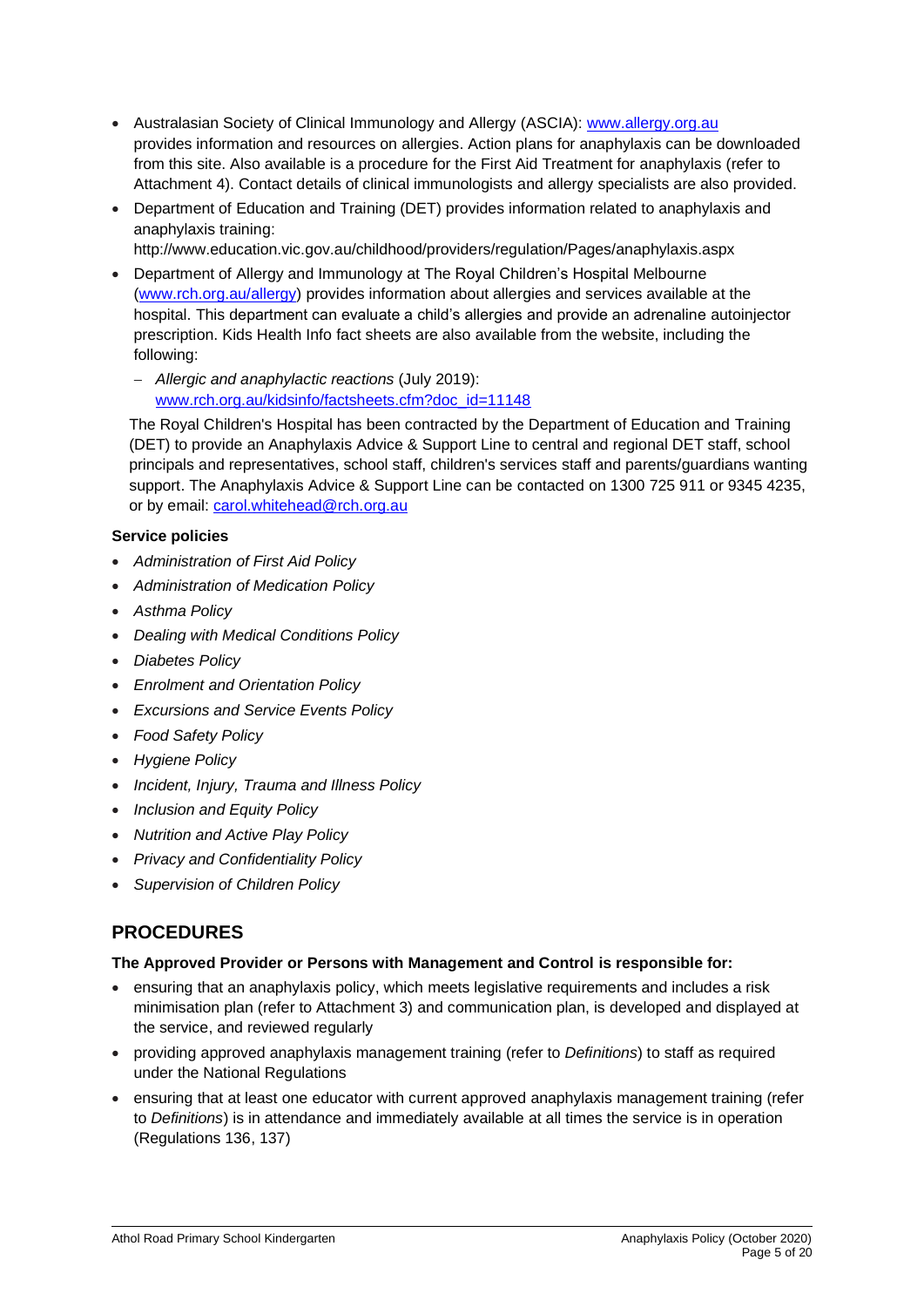- Australasian Society of Clinical Immunology and Allergy (ASCIA): [www.allergy.org.au](www.allergy.org.au) provides information and resources on allergies. Action plans for anaphylaxis can be downloaded from this site. Also available is a procedure for the First Aid Treatment for anaphylaxis (refer to Attachment 4). Contact details of clinical immunologists and allergy specialists are also provided.
- Department of Education and Training (DET) provides information related to anaphylaxis and anaphylaxis training: http://www.education.vic.gov.au/childhood/providers/regulation/Pages/anaphylaxis.aspx
- Department of Allergy and Immunology at The Royal Children's Hospital Melbourne ([www.rch.org.au/allergy](www.rch.org.au/allergy)) provides information about allergies and services available at the hospital. This department can evaluate a child's allergies and provide an adrenaline autoinjector prescription. Kids Health Info fact sheets are also available from the website, including the following:
  - *Allergic and anaphylactic reactions* (July 2019): [www.rch.org.au/kidsinfo/factsheets.cfm?doc_id=11148](www.rch.org.au/kidsinfo/factsheets.cfm?doc_id=11148)

  The Royal Children's Hospital has been contracted by the Department of Education and Training (DET) to provide an Anaphylaxis Advice & Support Line to central and regional DET staff, school principals and representatives, school staff, children's services staff and parents/guardians wanting support. The Anaphylaxis Advice & Support Line can be contacted on 1300 725 911 or 9345 4235, or by email: [carol.whitehead@rch.org.au](mailto:carol.whitehead@rch.org.au)

**Service policies**

- *Administration of First Aid Policy*
- *Administration of Medication Policy*
- *Asthma Policy*
- *Dealing with Medical Conditions Policy*
- *Diabetes Policy*
- *Enrolment and Orientation Policy*
- *Excursions and Service Events Policy*
- *Food Safety Policy*
- *Hygiene Policy*
- *Incident, Injury, Trauma and Illness Policy*
- *Inclusion and Equity Policy*
- *Nutrition and Active Play Policy*
- *Privacy and Confidentiality Policy*
- *Supervision of Children Policy*

## PROCEDURES

**The Approved Provider or Persons with Management and Control is responsible for:**

- ensuring that an anaphylaxis policy, which meets legislative requirements and includes a risk minimisation plan (refer to Attachment 3) and communication plan, is developed and displayed at the service, and reviewed regularly
- providing approved anaphylaxis management training (refer to *Definitions*) to staff as required under the National Regulations
- ensuring that at least one educator with current approved anaphylaxis management training (refer to *Definitions*) is in attendance and immediately available at all times the service is in operation (Regulations 136, 137)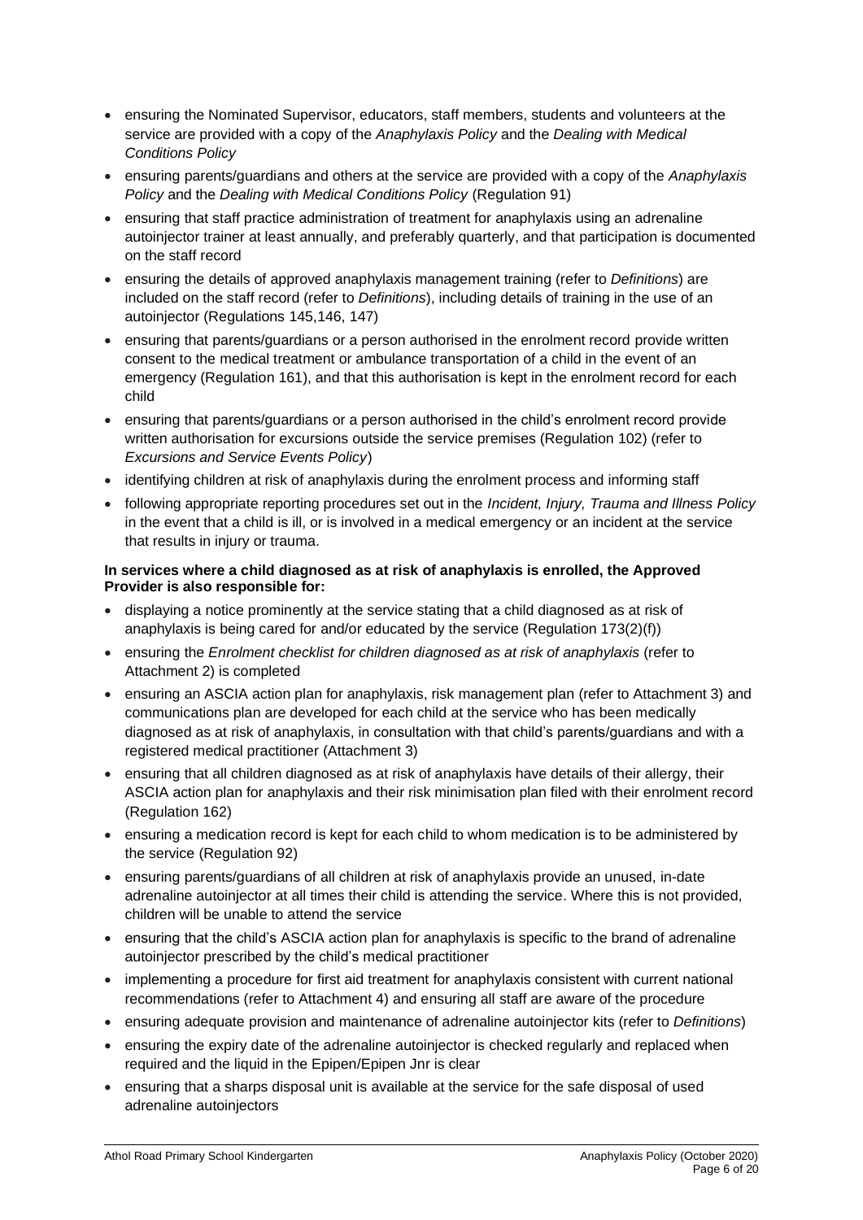- ensuring the Nominated Supervisor, educators, staff members, students and volunteers at the service are provided with a copy of the *Anaphylaxis Policy* and the *Dealing with Medical Conditions Policy*
- ensuring parents/guardians and others at the service are provided with a copy of the *Anaphylaxis Policy* and the *Dealing with Medical Conditions Policy* (Regulation 91)
- ensuring that staff practice administration of treatment for anaphylaxis using an adrenaline autoinjector trainer at least annually, and preferably quarterly, and that participation is documented on the staff record
- ensuring the details of approved anaphylaxis management training (refer to *Definitions*) are included on the staff record (refer to *Definitions*), including details of training in the use of an autoinjector (Regulations 145,146, 147)
- ensuring that parents/guardians or a person authorised in the enrolment record provide written consent to the medical treatment or ambulance transportation of a child in the event of an emergency (Regulation 161), and that this authorisation is kept in the enrolment record for each child
- ensuring that parents/guardians or a person authorised in the child's enrolment record provide written authorisation for excursions outside the service premises (Regulation 102) (refer to *Excursions and Service Events Policy*)
- identifying children at risk of anaphylaxis during the enrolment process and informing staff
- following appropriate reporting procedures set out in the *Incident, Injury, Trauma and Illness Policy* in the event that a child is ill, or is involved in a medical emergency or an incident at the service that results in injury or trauma.

**In services where a child diagnosed as at risk of anaphylaxis is enrolled, the Approved Provider is also responsible for:**

- displaying a notice prominently at the service stating that a child diagnosed as at risk of anaphylaxis is being cared for and/or educated by the service (Regulation 173(2)(f))
- ensuring the *Enrolment checklist for children diagnosed as at risk of anaphylaxis* (refer to Attachment 2) is completed
- ensuring an ASCIA action plan for anaphylaxis, risk management plan (refer to Attachment 3) and communications plan are developed for each child at the service who has been medically diagnosed as at risk of anaphylaxis, in consultation with that child's parents/guardians and with a registered medical practitioner (Attachment 3)
- ensuring that all children diagnosed as at risk of anaphylaxis have details of their allergy, their ASCIA action plan for anaphylaxis and their risk minimisation plan filed with their enrolment record (Regulation 162)
- ensuring a medication record is kept for each child to whom medication is to be administered by the service (Regulation 92)
- ensuring parents/guardians of all children at risk of anaphylaxis provide an unused, in-date adrenaline autoinjector at all times their child is attending the service. Where this is not provided, children will be unable to attend the service
- ensuring that the child's ASCIA action plan for anaphylaxis is specific to the brand of adrenaline autoinjector prescribed by the child's medical practitioner
- implementing a procedure for first aid treatment for anaphylaxis consistent with current national recommendations (refer to Attachment 4) and ensuring all staff are aware of the procedure
- ensuring adequate provision and maintenance of adrenaline autoinjector kits (refer to *Definitions*)
- ensuring the expiry date of the adrenaline autoinjector is checked regularly and replaced when required and the liquid in the Epipen/Epipen Jnr is clear
- ensuring that a sharps disposal unit is available at the service for the safe disposal of used adrenaline autoinjectors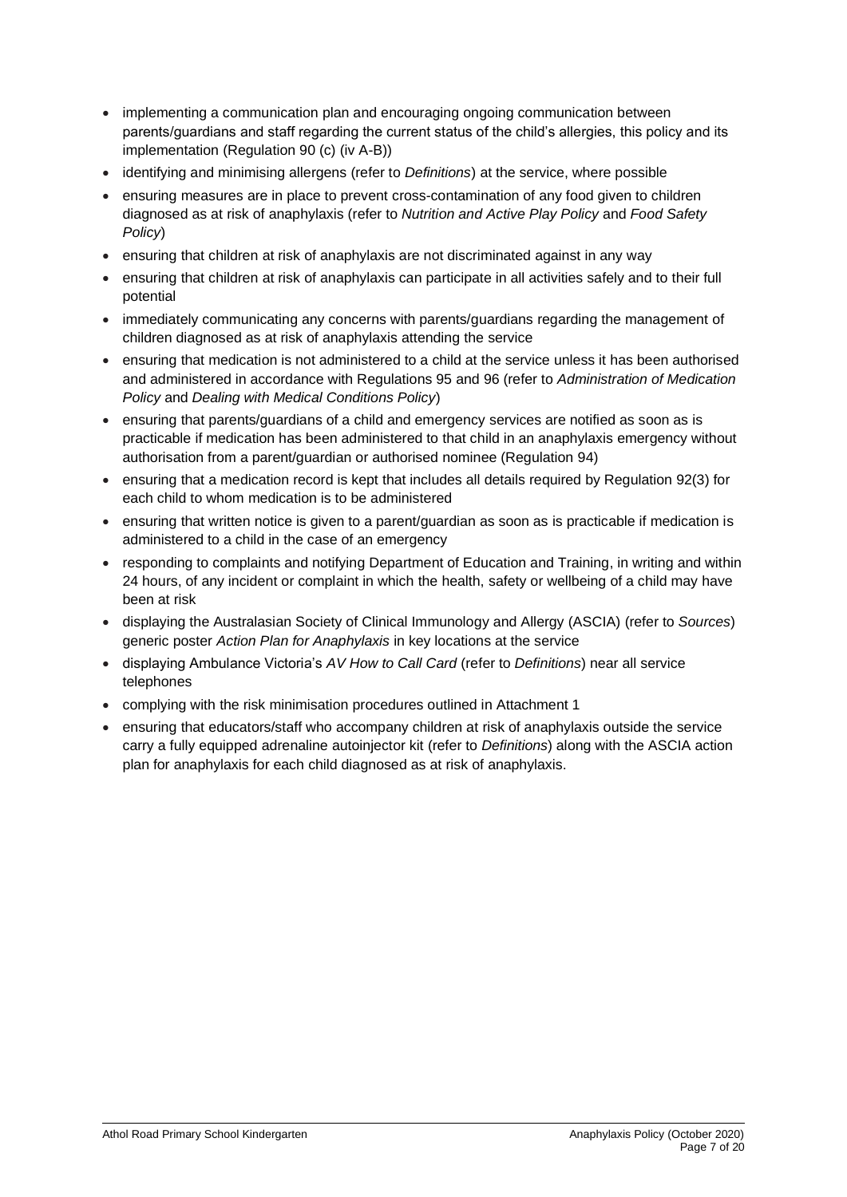- implementing a communication plan and encouraging ongoing communication between parents/guardians and staff regarding the current status of the child's allergies, this policy and its implementation (Regulation 90 (c) (iv A-B))
- identifying and minimising allergens (refer to *Definitions*) at the service, where possible
- ensuring measures are in place to prevent cross-contamination of any food given to children diagnosed as at risk of anaphylaxis (refer to *Nutrition and Active Play Policy* and *Food Safety Policy*)
- ensuring that children at risk of anaphylaxis are not discriminated against in any way
- ensuring that children at risk of anaphylaxis can participate in all activities safely and to their full potential
- immediately communicating any concerns with parents/guardians regarding the management of children diagnosed as at risk of anaphylaxis attending the service
- ensuring that medication is not administered to a child at the service unless it has been authorised and administered in accordance with Regulations 95 and 96 (refer to *Administration of Medication Policy* and *Dealing with Medical Conditions Policy*)
- ensuring that parents/guardians of a child and emergency services are notified as soon as is practicable if medication has been administered to that child in an anaphylaxis emergency without authorisation from a parent/guardian or authorised nominee (Regulation 94)
- ensuring that a medication record is kept that includes all details required by Regulation 92(3) for each child to whom medication is to be administered
- ensuring that written notice is given to a parent/guardian as soon as is practicable if medication is administered to a child in the case of an emergency
- responding to complaints and notifying Department of Education and Training, in writing and within 24 hours, of any incident or complaint in which the health, safety or wellbeing of a child may have been at risk
- displaying the Australasian Society of Clinical Immunology and Allergy (ASCIA) (refer to *Sources*) generic poster *Action Plan for Anaphylaxis* in key locations at the service
- displaying Ambulance Victoria's *AV How to Call Card* (refer to *Definitions*) near all service telephones
- complying with the risk minimisation procedures outlined in Attachment 1
- ensuring that educators/staff who accompany children at risk of anaphylaxis outside the service carry a fully equipped adrenaline autoinjector kit (refer to *Definitions*) along with the ASCIA action plan for anaphylaxis for each child diagnosed as at risk of anaphylaxis.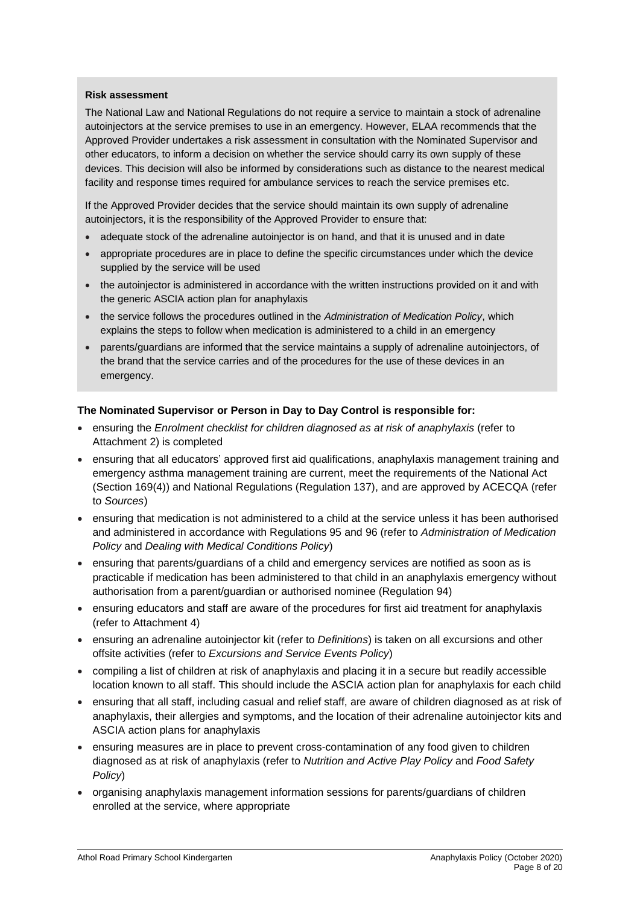**Risk assessment**

The National Law and National Regulations do not require a service to maintain a stock of adrenaline autoinjectors at the service premises to use in an emergency. However, ELAA recommends that the Approved Provider undertakes a risk assessment in consultation with the Nominated Supervisor and other educators, to inform a decision on whether the service should carry its own supply of these devices. This decision will also be informed by considerations such as distance to the nearest medical facility and response times required for ambulance services to reach the service premises etc.

If the Approved Provider decides that the service should maintain its own supply of adrenaline autoinjectors, it is the responsibility of the Approved Provider to ensure that:

- adequate stock of the adrenaline autoinjector is on hand, and that it is unused and in date
- appropriate procedures are in place to define the specific circumstances under which the device supplied by the service will be used
- the autoinjector is administered in accordance with the written instructions provided on it and with the generic ASCIA action plan for anaphylaxis
- the service follows the procedures outlined in the *Administration of Medication Policy*, which explains the steps to follow when medication is administered to a child in an emergency
- parents/guardians are informed that the service maintains a supply of adrenaline autoinjectors, of the brand that the service carries and of the procedures for the use of these devices in an emergency.

**The Nominated Supervisor or Person in Day to Day Control is responsible for:**

- ensuring the *Enrolment checklist for children diagnosed as at risk of anaphylaxis* (refer to Attachment 2) is completed
- ensuring that all educators' approved first aid qualifications, anaphylaxis management training and emergency asthma management training are current, meet the requirements of the National Act (Section 169(4)) and National Regulations (Regulation 137), and are approved by ACECQA (refer to *Sources*)
- ensuring that medication is not administered to a child at the service unless it has been authorised and administered in accordance with Regulations 95 and 96 (refer to *Administration of Medication Policy* and *Dealing with Medical Conditions Policy*)
- ensuring that parents/guardians of a child and emergency services are notified as soon as is practicable if medication has been administered to that child in an anaphylaxis emergency without authorisation from a parent/guardian or authorised nominee (Regulation 94)
- ensuring educators and staff are aware of the procedures for first aid treatment for anaphylaxis (refer to Attachment 4)
- ensuring an adrenaline autoinjector kit (refer to *Definitions*) is taken on all excursions and other offsite activities (refer to *Excursions and Service Events Policy*)
- compiling a list of children at risk of anaphylaxis and placing it in a secure but readily accessible location known to all staff. This should include the ASCIA action plan for anaphylaxis for each child
- ensuring that all staff, including casual and relief staff, are aware of children diagnosed as at risk of anaphylaxis, their allergies and symptoms, and the location of their adrenaline autoinjector kits and ASCIA action plans for anaphylaxis
- ensuring measures are in place to prevent cross-contamination of any food given to children diagnosed as at risk of anaphylaxis (refer to *Nutrition and Active Play Policy* and *Food Safety Policy*)
- organising anaphylaxis management information sessions for parents/guardians of children enrolled at the service, where appropriate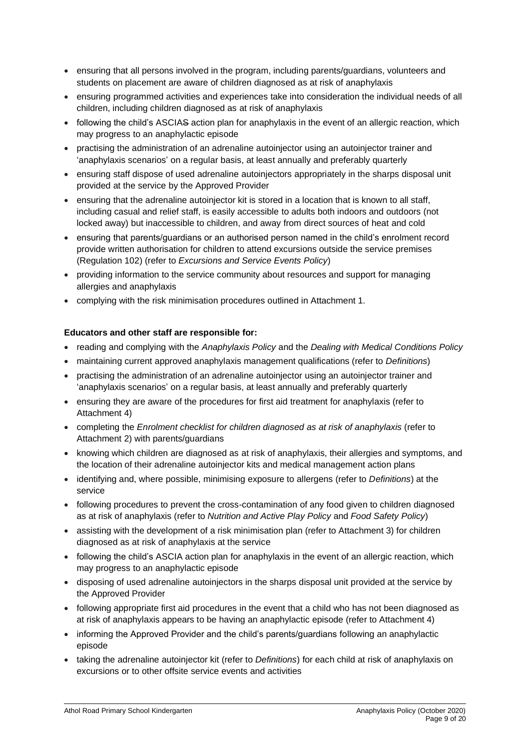- ensuring that all persons involved in the program, including parents/guardians, volunteers and students on placement are aware of children diagnosed as at risk of anaphylaxis
- ensuring programmed activities and experiences take into consideration the individual needs of all children, including children diagnosed as at risk of anaphylaxis
- following the child's ASCIA~~S~~ action plan for anaphylaxis in the event of an allergic reaction, which may progress to an anaphylactic episode
- practising the administration of an adrenaline autoinjector using an autoinjector trainer and 'anaphylaxis scenarios' on a regular basis, at least annually and preferably quarterly
- ensuring staff dispose of used adrenaline autoinjectors appropriately in the sharps disposal unit provided at the service by the Approved Provider
- ensuring that the adrenaline autoinjector kit is stored in a location that is known to all staff, including casual and relief staff, is easily accessible to adults both indoors and outdoors (not locked away) but inaccessible to children, and away from direct sources of heat and cold
- ensuring that parents/guardians or an authorised person named in the child's enrolment record provide written authorisation for children to attend excursions outside the service premises (Regulation 102) (refer to *Excursions and Service Events Policy*)
- providing information to the service community about resources and support for managing allergies and anaphylaxis
- complying with the risk minimisation procedures outlined in Attachment 1.

**Educators and other staff are responsible for:**

- reading and complying with the *Anaphylaxis Policy* and the *Dealing with Medical Conditions Policy*
- maintaining current approved anaphylaxis management qualifications (refer to *Definitions*)
- practising the administration of an adrenaline autoinjector using an autoinjector trainer and 'anaphylaxis scenarios' on a regular basis, at least annually and preferably quarterly
- ensuring they are aware of the procedures for first aid treatment for anaphylaxis (refer to Attachment 4)
- completing the *Enrolment checklist for children diagnosed as at risk of anaphylaxis* (refer to Attachment 2) with parents/guardians
- knowing which children are diagnosed as at risk of anaphylaxis, their allergies and symptoms, and the location of their adrenaline autoinjector kits and medical management action plans
- identifying and, where possible, minimising exposure to allergens (refer to *Definitions*) at the service
- following procedures to prevent the cross-contamination of any food given to children diagnosed as at risk of anaphylaxis (refer to *Nutrition and Active Play Policy* and *Food Safety Policy*)
- assisting with the development of a risk minimisation plan (refer to Attachment 3) for children diagnosed as at risk of anaphylaxis at the service
- following the child's ASCIA action plan for anaphylaxis in the event of an allergic reaction, which may progress to an anaphylactic episode
- disposing of used adrenaline autoinjectors in the sharps disposal unit provided at the service by the Approved Provider
- following appropriate first aid procedures in the event that a child who has not been diagnosed as at risk of anaphylaxis appears to be having an anaphylactic episode (refer to Attachment 4)
- informing the Approved Provider and the child's parents/guardians following an anaphylactic episode
- taking the adrenaline autoinjector kit (refer to *Definitions*) for each child at risk of anaphylaxis on excursions or to other offsite service events and activities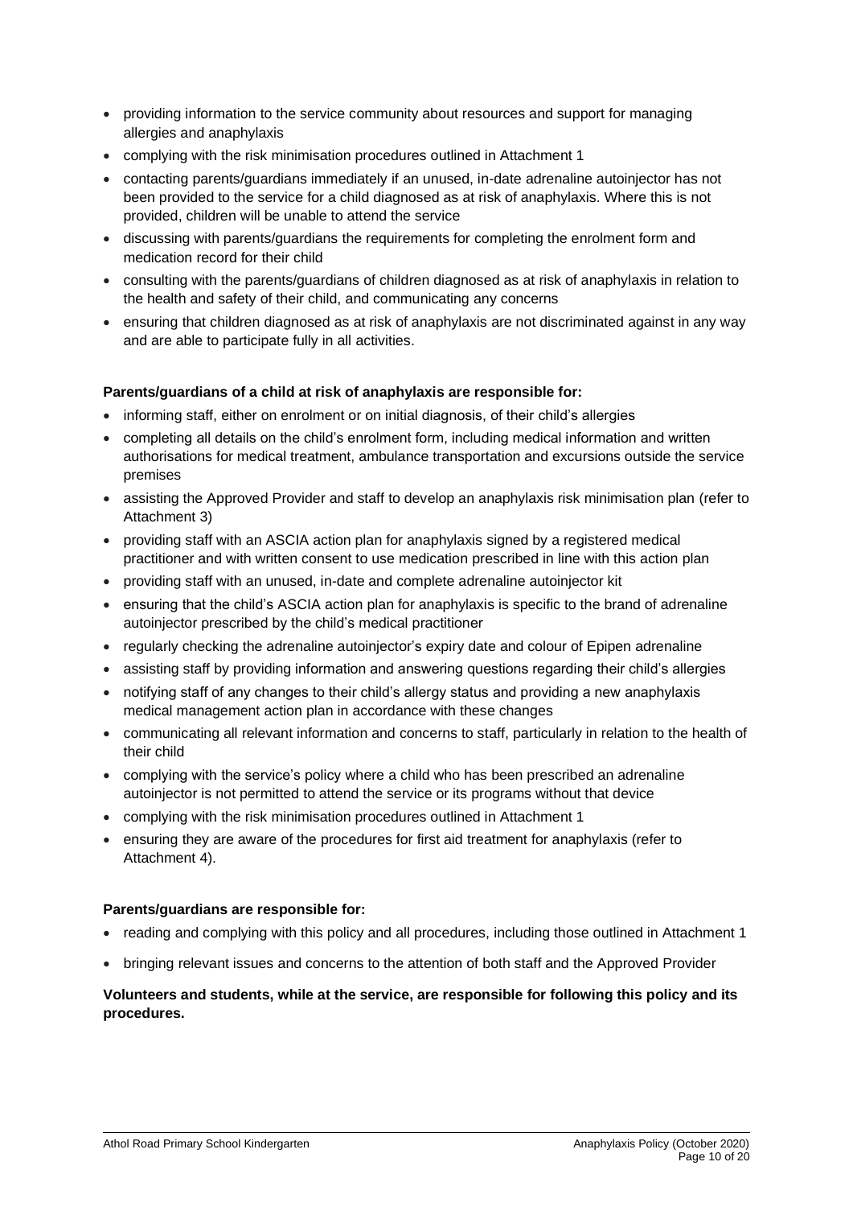- providing information to the service community about resources and support for managing allergies and anaphylaxis
- complying with the risk minimisation procedures outlined in Attachment 1
- contacting parents/guardians immediately if an unused, in-date adrenaline autoinjector has not been provided to the service for a child diagnosed as at risk of anaphylaxis. Where this is not provided, children will be unable to attend the service
- discussing with parents/guardians the requirements for completing the enrolment form and medication record for their child
- consulting with the parents/guardians of children diagnosed as at risk of anaphylaxis in relation to the health and safety of their child, and communicating any concerns
- ensuring that children diagnosed as at risk of anaphylaxis are not discriminated against in any way and are able to participate fully in all activities.

**Parents/guardians of a child at risk of anaphylaxis are responsible for:**

- informing staff, either on enrolment or on initial diagnosis, of their child's allergies
- completing all details on the child's enrolment form, including medical information and written authorisations for medical treatment, ambulance transportation and excursions outside the service premises
- assisting the Approved Provider and staff to develop an anaphylaxis risk minimisation plan (refer to Attachment 3)
- providing staff with an ASCIA action plan for anaphylaxis signed by a registered medical practitioner and with written consent to use medication prescribed in line with this action plan
- providing staff with an unused, in-date and complete adrenaline autoinjector kit
- ensuring that the child's ASCIA action plan for anaphylaxis is specific to the brand of adrenaline autoinjector prescribed by the child's medical practitioner
- regularly checking the adrenaline autoinjector's expiry date and colour of Epipen adrenaline
- assisting staff by providing information and answering questions regarding their child's allergies
- notifying staff of any changes to their child's allergy status and providing a new anaphylaxis medical management action plan in accordance with these changes
- communicating all relevant information and concerns to staff, particularly in relation to the health of their child
- complying with the service's policy where a child who has been prescribed an adrenaline autoinjector is not permitted to attend the service or its programs without that device
- complying with the risk minimisation procedures outlined in Attachment 1
- ensuring they are aware of the procedures for first aid treatment for anaphylaxis (refer to Attachment 4).

**Parents/guardians are responsible for:**

- reading and complying with this policy and all procedures, including those outlined in Attachment 1
- bringing relevant issues and concerns to the attention of both staff and the Approved Provider

**Volunteers and students, while at the service, are responsible for following this policy and its procedures.**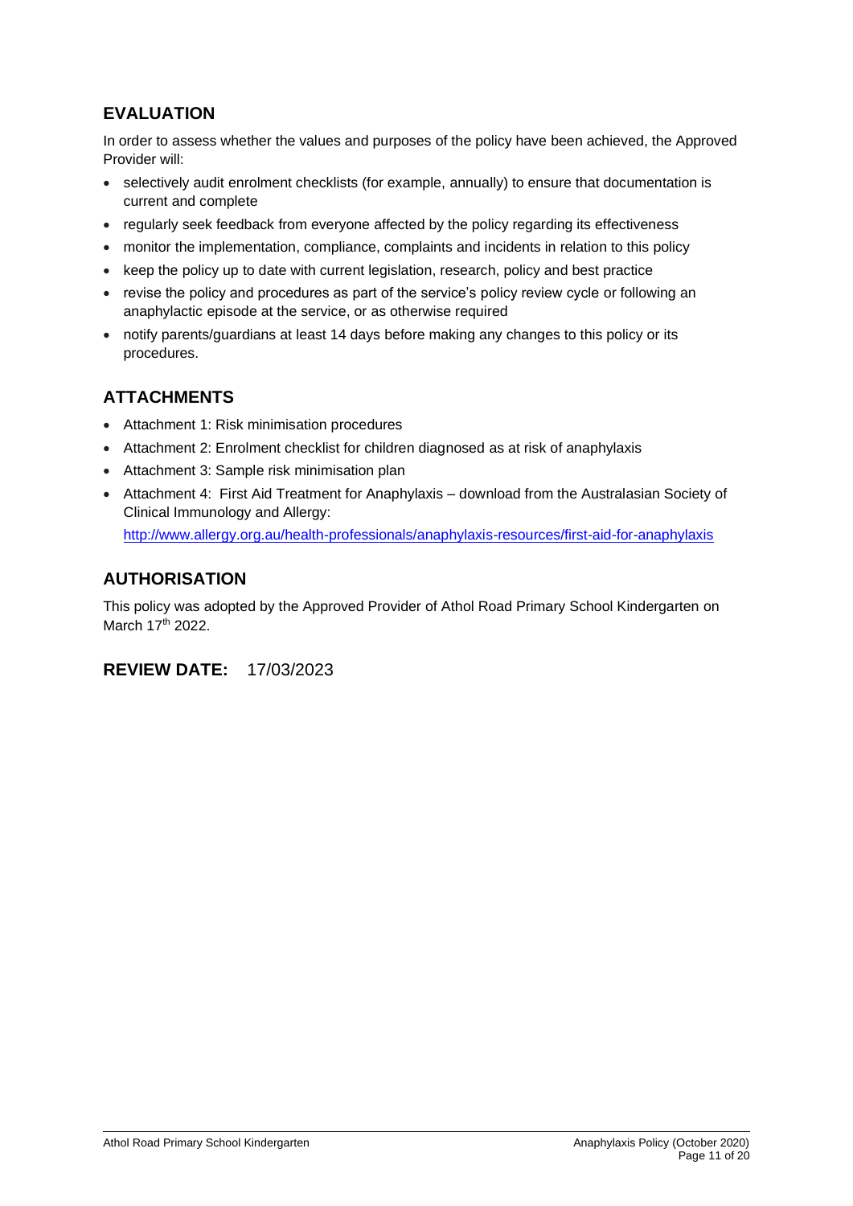## EVALUATION

In order to assess whether the values and purposes of the policy have been achieved, the Approved Provider will:

- selectively audit enrolment checklists (for example, annually) to ensure that documentation is current and complete
- regularly seek feedback from everyone affected by the policy regarding its effectiveness
- monitor the implementation, compliance, complaints and incidents in relation to this policy
- keep the policy up to date with current legislation, research, policy and best practice
- revise the policy and procedures as part of the service's policy review cycle or following an anaphylactic episode at the service, or as otherwise required
- notify parents/guardians at least 14 days before making any changes to this policy or its procedures.

## ATTACHMENTS

- Attachment 1: Risk minimisation procedures
- Attachment 2: Enrolment checklist for children diagnosed as at risk of anaphylaxis
- Attachment 3: Sample risk minimisation plan
- Attachment 4: First Aid Treatment for Anaphylaxis – download from the Australasian Society of Clinical Immunology and Allergy: http://www.allergy.org.au/health-professionals/anaphylaxis-resources/first-aid-for-anaphylaxis

## AUTHORISATION

This policy was adopted by the Approved Provider of Athol Road Primary School Kindergarten on March 17th 2022.

## REVIEW DATE: 17/03/2023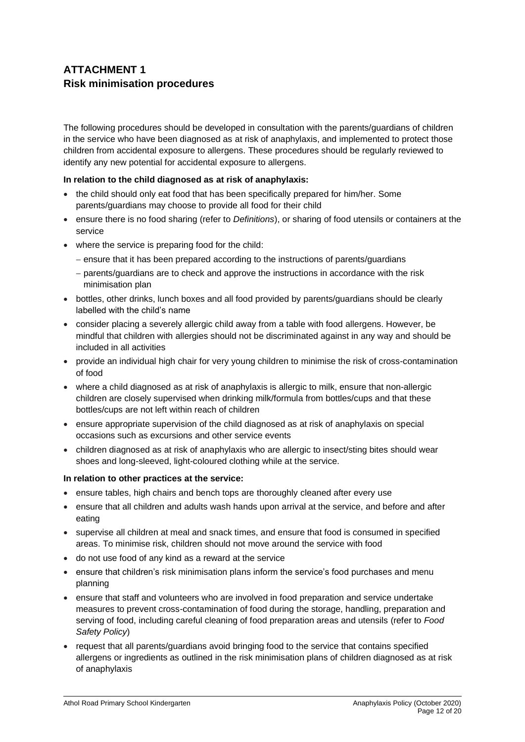## ATTACHMENT 1
## Risk minimisation procedures

The following procedures should be developed in consultation with the parents/guardians of children in the service who have been diagnosed as at risk of anaphylaxis, and implemented to protect those children from accidental exposure to allergens. These procedures should be regularly reviewed to identify any new potential for accidental exposure to allergens.

**In relation to the child diagnosed as at risk of anaphylaxis:**

- the child should only eat food that has been specifically prepared for him/her. Some parents/guardians may choose to provide all food for their child
- ensure there is no food sharing (refer to *Definitions*), or sharing of food utensils or containers at the service
- where the service is preparing food for the child:
  - ensure that it has been prepared according to the instructions of parents/guardians
  - parents/guardians are to check and approve the instructions in accordance with the risk minimisation plan
- bottles, other drinks, lunch boxes and all food provided by parents/guardians should be clearly labelled with the child's name
- consider placing a severely allergic child away from a table with food allergens. However, be mindful that children with allergies should not be discriminated against in any way and should be included in all activities
- provide an individual high chair for very young children to minimise the risk of cross-contamination of food
- where a child diagnosed as at risk of anaphylaxis is allergic to milk, ensure that non-allergic children are closely supervised when drinking milk/formula from bottles/cups and that these bottles/cups are not left within reach of children
- ensure appropriate supervision of the child diagnosed as at risk of anaphylaxis on special occasions such as excursions and other service events
- children diagnosed as at risk of anaphylaxis who are allergic to insect/sting bites should wear shoes and long-sleeved, light-coloured clothing while at the service.

**In relation to other practices at the service:**

- ensure tables, high chairs and bench tops are thoroughly cleaned after every use
- ensure that all children and adults wash hands upon arrival at the service, and before and after eating
- supervise all children at meal and snack times, and ensure that food is consumed in specified areas. To minimise risk, children should not move around the service with food
- do not use food of any kind as a reward at the service
- ensure that children's risk minimisation plans inform the service's food purchases and menu planning
- ensure that staff and volunteers who are involved in food preparation and service undertake measures to prevent cross-contamination of food during the storage, handling, preparation and serving of food, including careful cleaning of food preparation areas and utensils (refer to *Food Safety Policy*)
- request that all parents/guardians avoid bringing food to the service that contains specified allergens or ingredients as outlined in the risk minimisation plans of children diagnosed as at risk of anaphylaxis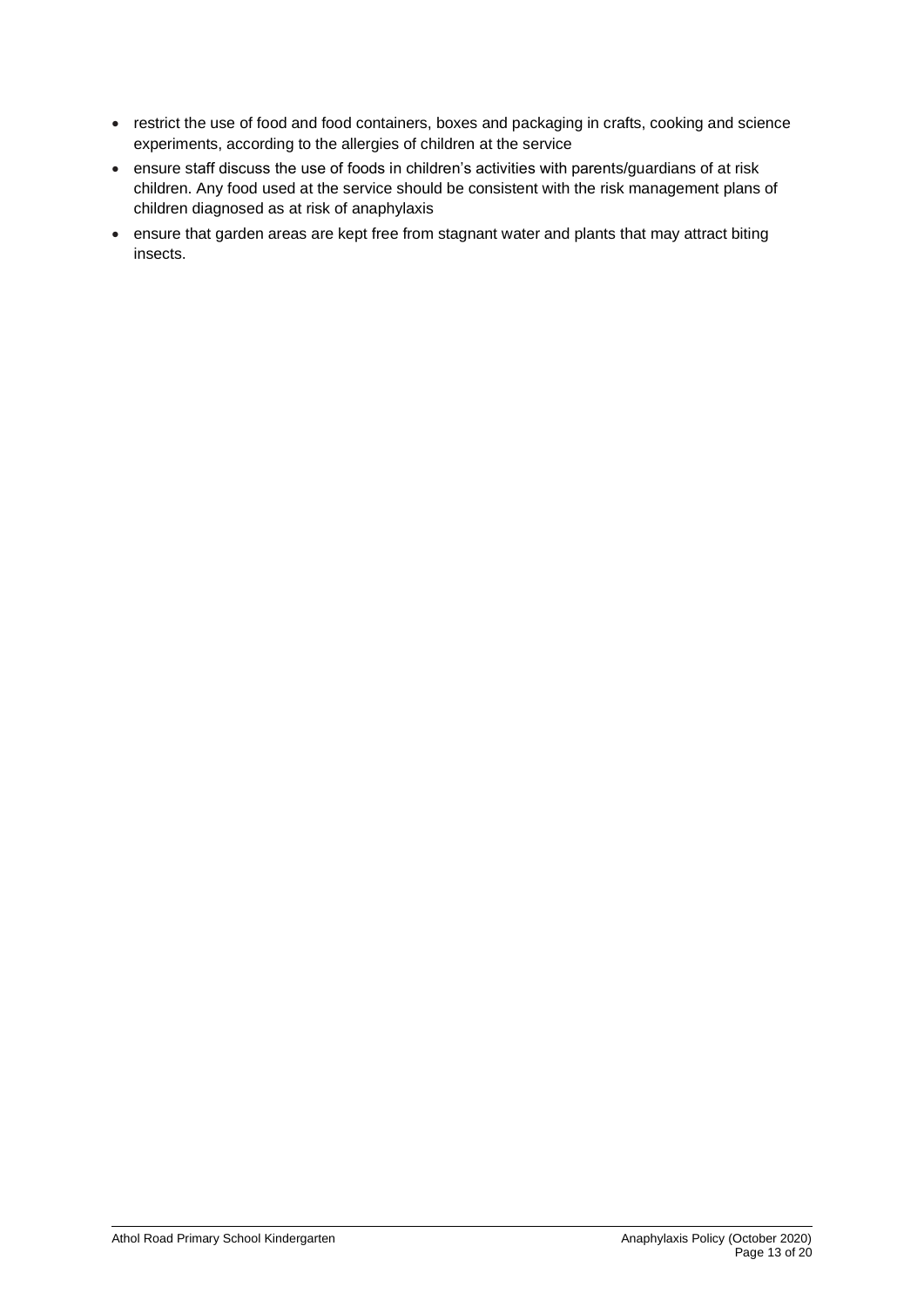- restrict the use of food and food containers, boxes and packaging in crafts, cooking and science experiments, according to the allergies of children at the service
- ensure staff discuss the use of foods in children's activities with parents/guardians of at risk children. Any food used at the service should be consistent with the risk management plans of children diagnosed as at risk of anaphylaxis
- ensure that garden areas are kept free from stagnant water and plants that may attract biting insects.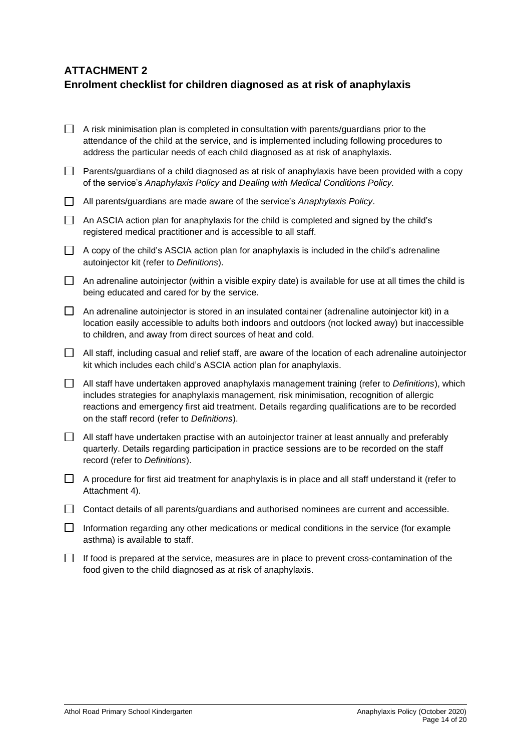## ATTACHMENT 2
## Enrolment checklist for children diagnosed as at risk of anaphylaxis

- [ ] A risk minimisation plan is completed in consultation with parents/guardians prior to the attendance of the child at the service, and is implemented including following procedures to address the particular needs of each child diagnosed as at risk of anaphylaxis.
- [ ] Parents/guardians of a child diagnosed as at risk of anaphylaxis have been provided with a copy of the service's *Anaphylaxis Policy* and *Dealing with Medical Conditions Policy.*
- [ ] All parents/guardians are made aware of the service's *Anaphylaxis Policy*.
- [ ] An ASCIA action plan for anaphylaxis for the child is completed and signed by the child's registered medical practitioner and is accessible to all staff.
- [ ] A copy of the child's ASCIA action plan for anaphylaxis is included in the child's adrenaline autoinjector kit (refer to *Definitions*).
- [ ] An adrenaline autoinjector (within a visible expiry date) is available for use at all times the child is being educated and cared for by the service.
- [ ] An adrenaline autoinjector is stored in an insulated container (adrenaline autoinjector kit) in a location easily accessible to adults both indoors and outdoors (not locked away) but inaccessible to children, and away from direct sources of heat and cold.
- [ ] All staff, including casual and relief staff, are aware of the location of each adrenaline autoinjector kit which includes each child's ASCIA action plan for anaphylaxis.
- [ ] All staff have undertaken approved anaphylaxis management training (refer to *Definitions*), which includes strategies for anaphylaxis management, risk minimisation, recognition of allergic reactions and emergency first aid treatment. Details regarding qualifications are to be recorded on the staff record (refer to *Definitions*).
- [ ] All staff have undertaken practise with an autoinjector trainer at least annually and preferably quarterly. Details regarding participation in practice sessions are to be recorded on the staff record (refer to *Definitions*).
- [ ] A procedure for first aid treatment for anaphylaxis is in place and all staff understand it (refer to Attachment 4).
- [ ] Contact details of all parents/guardians and authorised nominees are current and accessible.
- [ ] Information regarding any other medications or medical conditions in the service (for example asthma) is available to staff.
- [ ] If food is prepared at the service, measures are in place to prevent cross-contamination of the food given to the child diagnosed as at risk of anaphylaxis.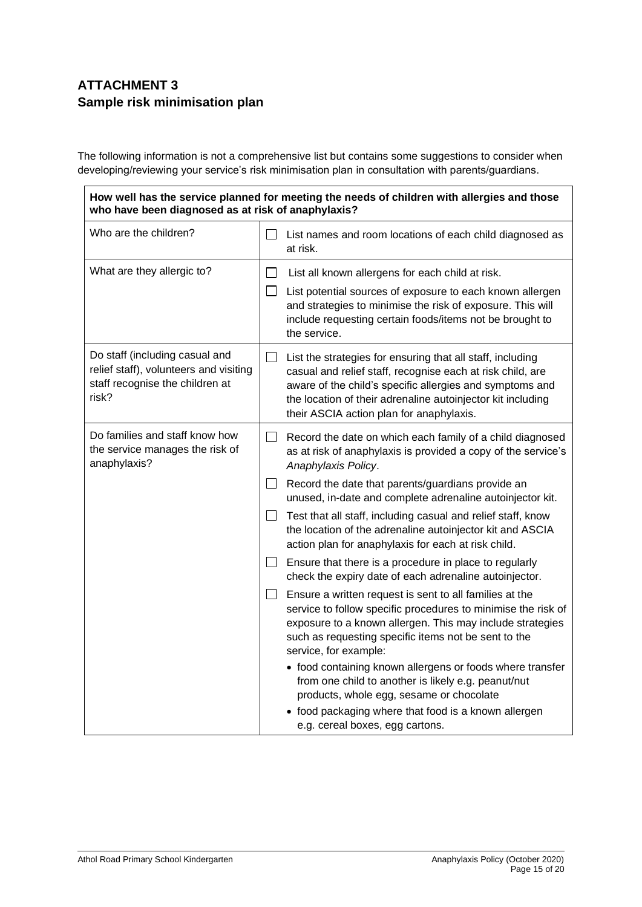## ATTACHMENT 3
## Sample risk minimisation plan

The following information is not a comprehensive list but contains some suggestions to consider when developing/reviewing your service's risk minimisation plan in consultation with parents/guardians.

| **How well has the service planned for meeting the needs of children with allergies and those who have been diagnosed as at risk of anaphylaxis?** | |
|---|---|
| Who are the children? | ☐ List names and room locations of each child diagnosed as at risk. |
| What are they allergic to? | ☐ List all known allergens for each child at risk.<br>☐ List potential sources of exposure to each known allergen and strategies to minimise the risk of exposure. This will include requesting certain foods/items not be brought to the service. |
| Do staff (including casual and relief staff), volunteers and visiting staff recognise the children at risk? | ☐ List the strategies for ensuring that all staff, including casual and relief staff, recognise each at risk child, are aware of the child's specific allergies and symptoms and the location of their adrenaline autoinjector kit including their ASCIA action plan for anaphylaxis. |
| Do families and staff know how the service manages the risk of anaphylaxis? | ☐ Record the date on which each family of a child diagnosed as at risk of anaphylaxis is provided a copy of the service's *Anaphylaxis Policy*.<br>☐ Record the date that parents/guardians provide an unused, in-date and complete adrenaline autoinjector kit.<br>☐ Test that all staff, including casual and relief staff, know the location of the adrenaline autoinjector kit and ASCIA action plan for anaphylaxis for each at risk child.<br>☐ Ensure that there is a procedure in place to regularly check the expiry date of each adrenaline autoinjector.<br>☐ Ensure a written request is sent to all families at the service to follow specific procedures to minimise the risk of exposure to a known allergen. This may include strategies such as requesting specific items not be sent to the service, for example:<br>• food containing known allergens or foods where transfer from one child to another is likely e.g. peanut/nut products, whole egg, sesame or chocolate<br>• food packaging where that food is a known allergen e.g. cereal boxes, egg cartons. |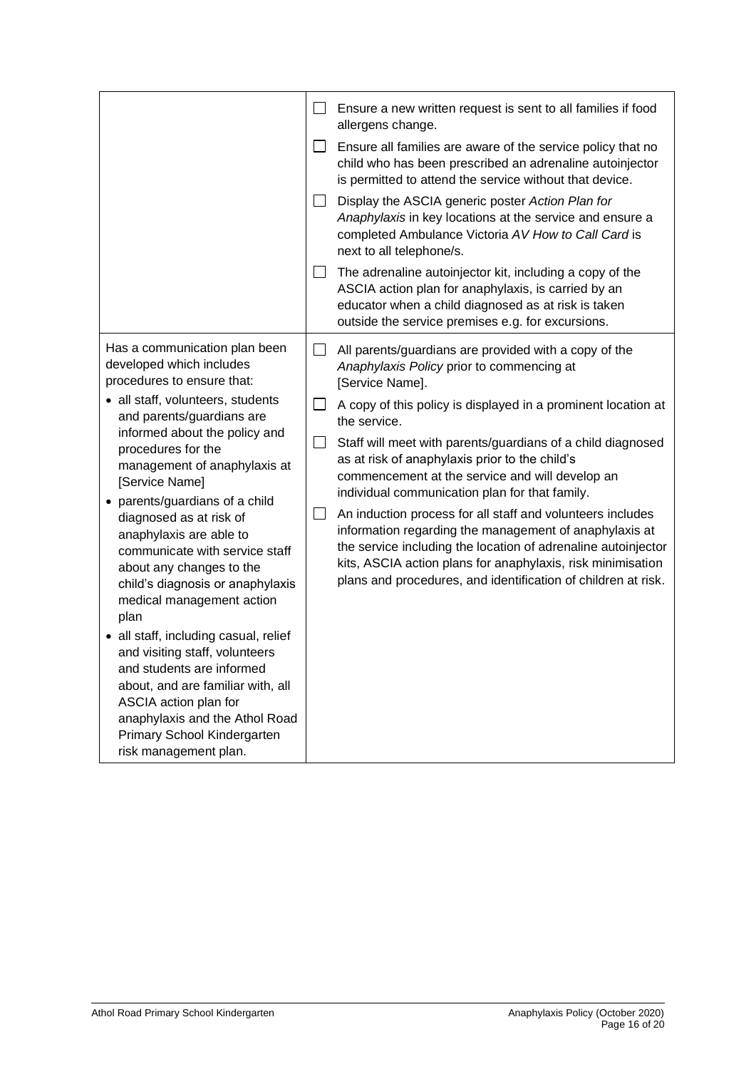| | |
|---|---|
| | ☐ Ensure a new written request is sent to all families if food allergens change.<br>☐ Ensure all families are aware of the service policy that no child who has been prescribed an adrenaline autoinjector is permitted to attend the service without that device.<br>☐ Display the ASCIA generic poster *Action Plan for Anaphylaxis* in key locations at the service and ensure a completed Ambulance Victoria *AV How to Call Card* is next to all telephone/s.<br>☐ The adrenaline autoinjector kit, including a copy of the ASCIA action plan for anaphylaxis, is carried by an educator when a child diagnosed as at risk is taken outside the service premises e.g. for excursions. |
| Has a communication plan been developed which includes procedures to ensure that:<br>• all staff, volunteers, students and parents/guardians are informed about the policy and procedures for the management of anaphylaxis at [Service Name]<br>• parents/guardians of a child diagnosed as at risk of anaphylaxis are able to communicate with service staff about any changes to the child's diagnosis or anaphylaxis medical management action plan<br>• all staff, including casual, relief and visiting staff, volunteers and students are informed about, and are familiar with, all ASCIA action plan for anaphylaxis and the Athol Road Primary School Kindergarten risk management plan. | ☐ All parents/guardians are provided with a copy of the *Anaphylaxis Policy* prior to commencing at [Service Name].<br>☐ A copy of this policy is displayed in a prominent location at the service.<br>☐ Staff will meet with parents/guardians of a child diagnosed as at risk of anaphylaxis prior to the child's commencement at the service and will develop an individual communication plan for that family.<br>☐ An induction process for all staff and volunteers includes information regarding the management of anaphylaxis at the service including the location of adrenaline autoinjector kits, ASCIA action plans for anaphylaxis, risk minimisation plans and procedures, and identification of children at risk. |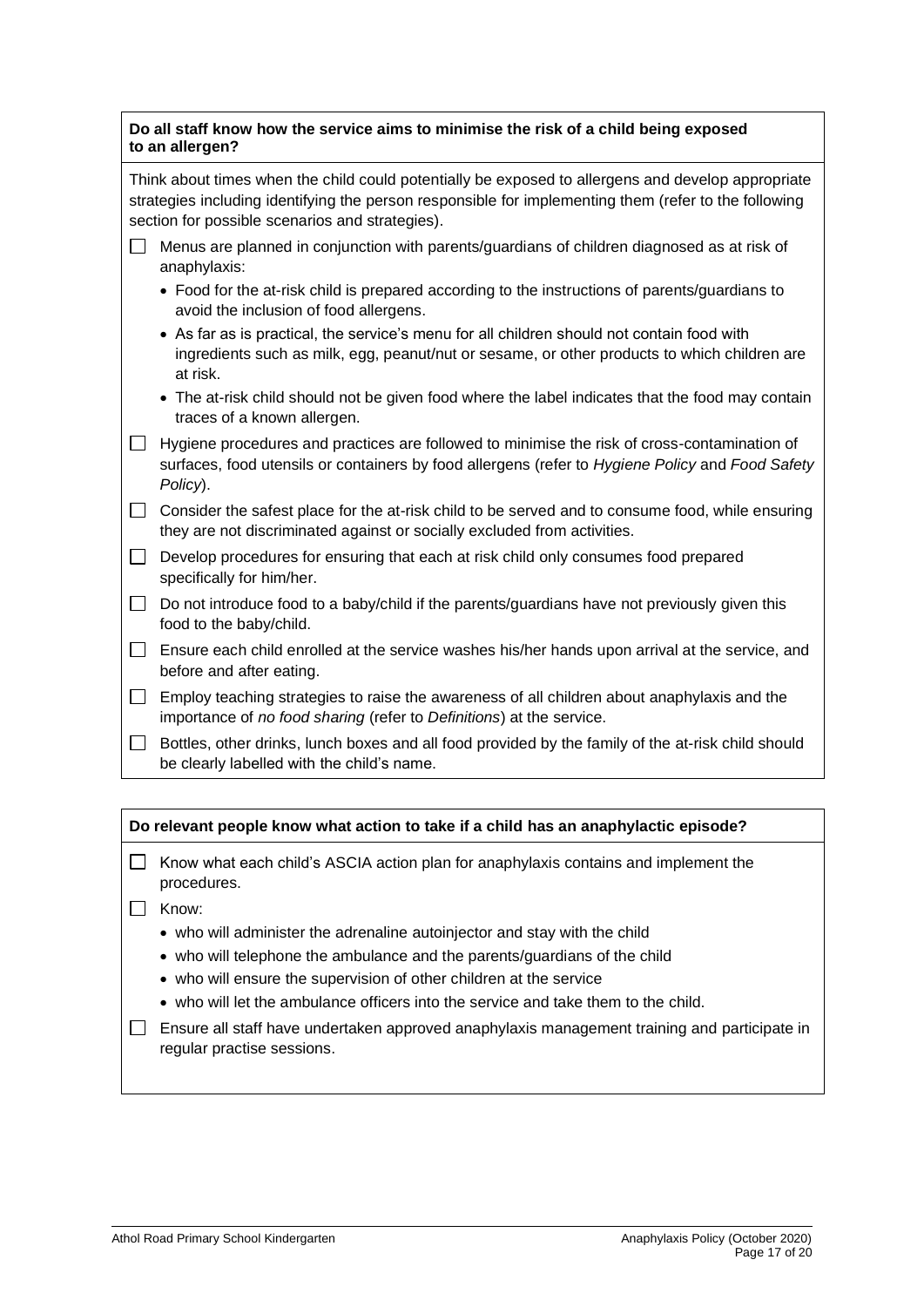**Do all staff know how the service aims to minimise the risk of a child being exposed to an allergen?**

Think about times when the child could potentially be exposed to allergens and develop appropriate strategies including identifying the person responsible for implementing them (refer to the following section for possible scenarios and strategies).

- ☐ Menus are planned in conjunction with parents/guardians of children diagnosed as at risk of anaphylaxis:
  - Food for the at-risk child is prepared according to the instructions of parents/guardians to avoid the inclusion of food allergens.
  - As far as is practical, the service's menu for all children should not contain food with ingredients such as milk, egg, peanut/nut or sesame, or other products to which children are at risk.
  - The at-risk child should not be given food where the label indicates that the food may contain traces of a known allergen.
- ☐ Hygiene procedures and practices are followed to minimise the risk of cross-contamination of surfaces, food utensils or containers by food allergens (refer to *Hygiene Policy* and *Food Safety Policy*).
- ☐ Consider the safest place for the at-risk child to be served and to consume food, while ensuring they are not discriminated against or socially excluded from activities.
- ☐ Develop procedures for ensuring that each at risk child only consumes food prepared specifically for him/her.
- ☐ Do not introduce food to a baby/child if the parents/guardians have not previously given this food to the baby/child.
- ☐ Ensure each child enrolled at the service washes his/her hands upon arrival at the service, and before and after eating.
- ☐ Employ teaching strategies to raise the awareness of all children about anaphylaxis and the importance of *no food sharing* (refer to *Definitions*) at the service.
- ☐ Bottles, other drinks, lunch boxes and all food provided by the family of the at-risk child should be clearly labelled with the child's name.

**Do relevant people know what action to take if a child has an anaphylactic episode?**

- ☐ Know what each child's ASCIA action plan for anaphylaxis contains and implement the procedures.
- ☐ Know:
  - who will administer the adrenaline autoinjector and stay with the child
  - who will telephone the ambulance and the parents/guardians of the child
  - who will ensure the supervision of other children at the service
  - who will let the ambulance officers into the service and take them to the child.
- ☐ Ensure all staff have undertaken approved anaphylaxis management training and participate in regular practise sessions.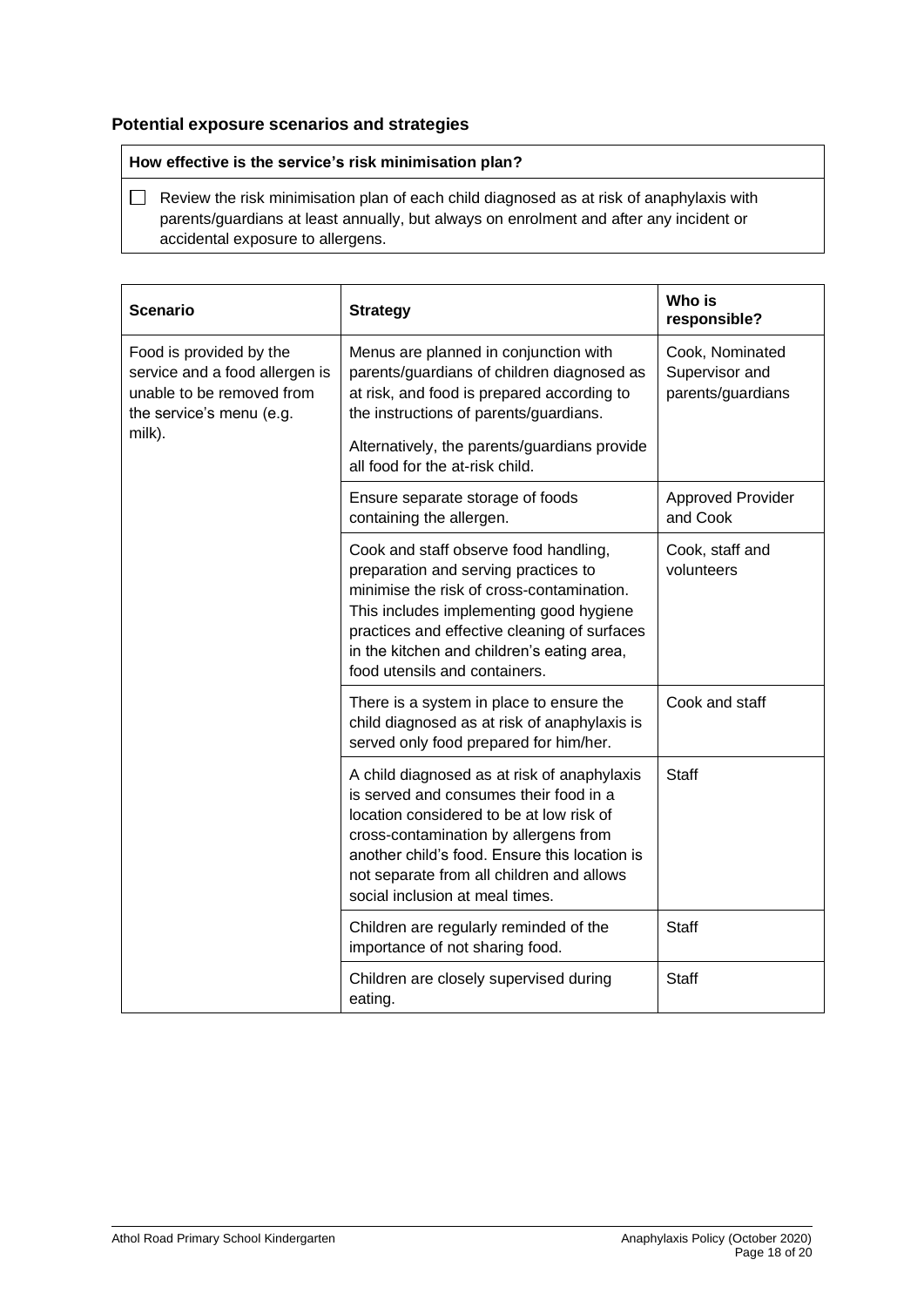### Potential exposure scenarios and strategies

| How effective is the service's risk minimisation plan? |
| --- |
| ☐ Review the risk minimisation plan of each child diagnosed as at risk of anaphylaxis with parents/guardians at least annually, but always on enrolment and after any incident or accidental exposure to allergens. |

| Scenario | Strategy | Who is responsible? |
| --- | --- | --- |
| Food is provided by the service and a food allergen is unable to be removed from the service's menu (e.g. milk). | Menus are planned in conjunction with parents/guardians of children diagnosed as at risk, and food is prepared according to the instructions of parents/guardians.<br><br>Alternatively, the parents/guardians provide all food for the at-risk child. | Cook, Nominated Supervisor and parents/guardians |
| | Ensure separate storage of foods containing the allergen. | Approved Provider and Cook |
| | Cook and staff observe food handling, preparation and serving practices to minimise the risk of cross-contamination. This includes implementing good hygiene practices and effective cleaning of surfaces in the kitchen and children's eating area, food utensils and containers. | Cook, staff and volunteers |
| | There is a system in place to ensure the child diagnosed as at risk of anaphylaxis is served only food prepared for him/her. | Cook and staff |
| | A child diagnosed as at risk of anaphylaxis is served and consumes their food in a location considered to be at low risk of cross-contamination by allergens from another child's food. Ensure this location is not separate from all children and allows social inclusion at meal times. | Staff |
| | Children are regularly reminded of the importance of not sharing food. | Staff |
| | Children are closely supervised during eating. | Staff |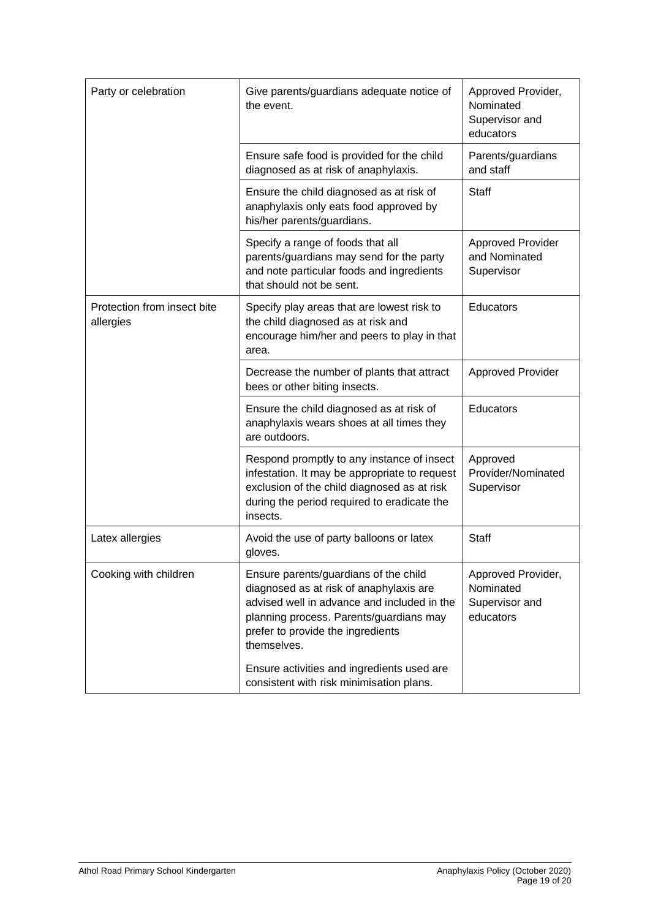| | | |
|---|---|---|
| Party or celebration | Give parents/guardians adequate notice of the event. | Approved Provider, Nominated Supervisor and educators |
| | Ensure safe food is provided for the child diagnosed as at risk of anaphylaxis. | Parents/guardians and staff |
| | Ensure the child diagnosed as at risk of anaphylaxis only eats food approved by his/her parents/guardians. | Staff |
| | Specify a range of foods that all parents/guardians may send for the party and note particular foods and ingredients that should not be sent. | Approved Provider and Nominated Supervisor |
| Protection from insect bite allergies | Specify play areas that are lowest risk to the child diagnosed as at risk and encourage him/her and peers to play in that area. | Educators |
| | Decrease the number of plants that attract bees or other biting insects. | Approved Provider |
| | Ensure the child diagnosed as at risk of anaphylaxis wears shoes at all times they are outdoors. | Educators |
| | Respond promptly to any instance of insect infestation. It may be appropriate to request exclusion of the child diagnosed as at risk during the period required to eradicate the insects. | Approved Provider/Nominated Supervisor |
| Latex allergies | Avoid the use of party balloons or latex gloves. | Staff |
| Cooking with children | Ensure parents/guardians of the child diagnosed as at risk of anaphylaxis are advised well in advance and included in the planning process. Parents/guardians may prefer to provide the ingredients themselves.<br><br>Ensure activities and ingredients used are consistent with risk minimisation plans. | Approved Provider, Nominated Supervisor and educators |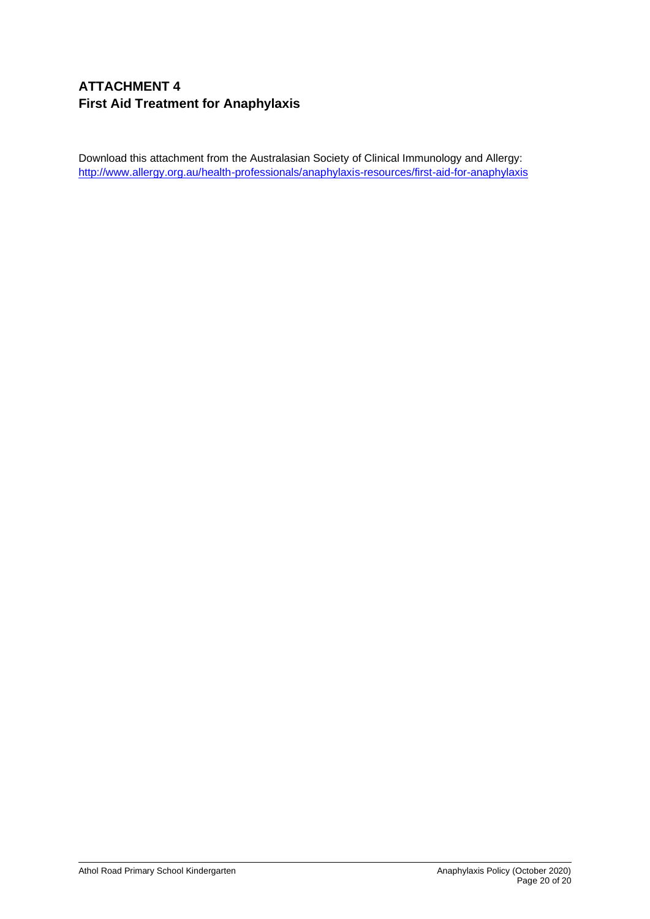## ATTACHMENT 4
## First Aid Treatment for Anaphylaxis

Download this attachment from the Australasian Society of Clinical Immunology and Allergy: [http://www.allergy.org.au/health-professionals/anaphylaxis-resources/first-aid-for-anaphylaxis](http://www.allergy.org.au/health-professionals/anaphylaxis-resources/first-aid-for-anaphylaxis)